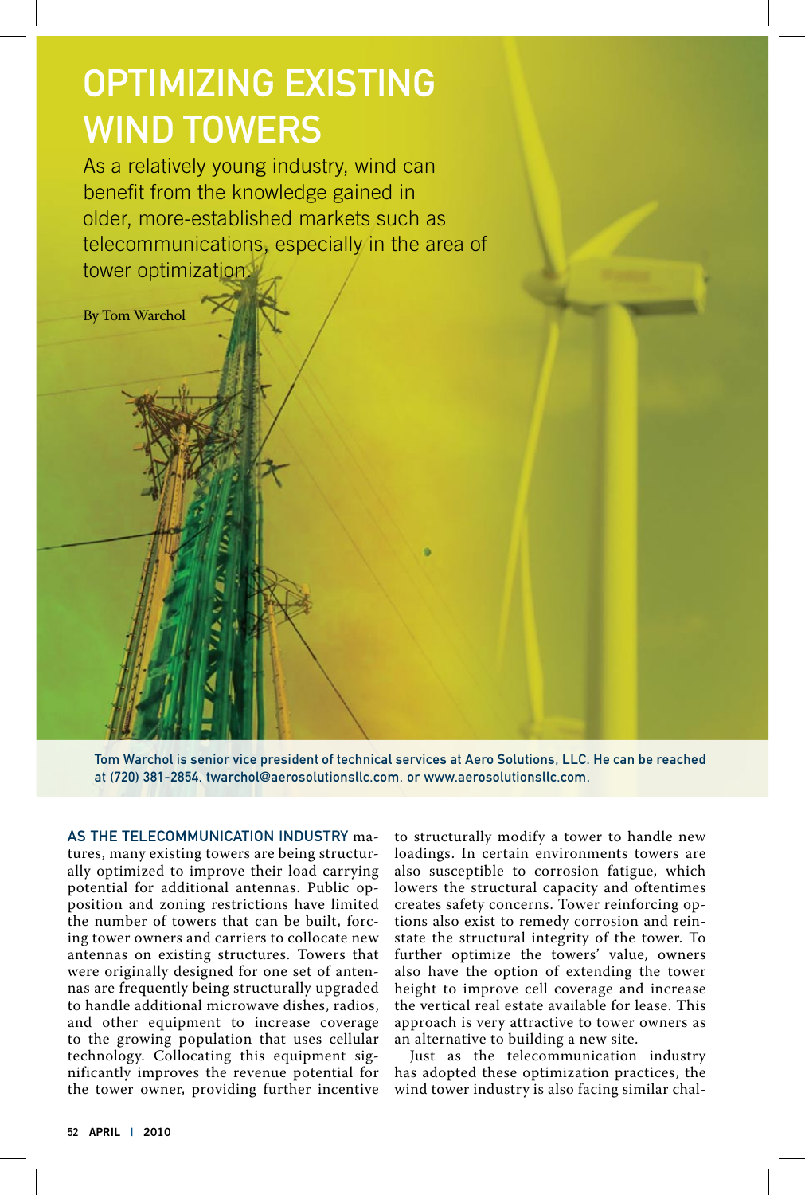# OPTIMIZING EXISTING WIND TOWERS

As a relatively young industry, wind can benefit from the knowledge gained in older, more-established markets such as telecommunications, especially in the area of tower optimization.

By Tom Warchol

Tom Warchol is senior vice president of technical services at Aero Solutions, LLC. He can be reached at (720) 381-2854, twarchol@aerosolutionsllc.com, or www.aerosolutionsllc.com.

AS THE TELECOMMUNICATION INDUSTRY matures, many existing towers are being structurally optimized to improve their load carrying potential for additional antennas. Public opposition and zoning restrictions have limited the number of towers that can be built, forcing tower owners and carriers to collocate new antennas on existing structures. Towers that were originally designed for one set of antennas are frequently being structurally upgraded to handle additional microwave dishes, radios, and other equipment to increase coverage to the growing population that uses cellular technology. Collocating this equipment significantly improves the revenue potential for the tower owner, providing further incentive to structurally modify a tower to handle new loadings. In certain environments towers are also susceptible to corrosion fatigue, which lowers the structural capacity and oftentimes creates safety concerns. Tower reinforcing options also exist to remedy corrosion and reinstate the structural integrity of the tower. To further optimize the towers' value, owners also have the option of extending the tower height to improve cell coverage and increase the vertical real estate available for lease. This approach is very attractive to tower owners as an alternative to building a new site.

Just as the telecommunication industry has adopted these optimization practices, the wind tower industry is also facing similar chal-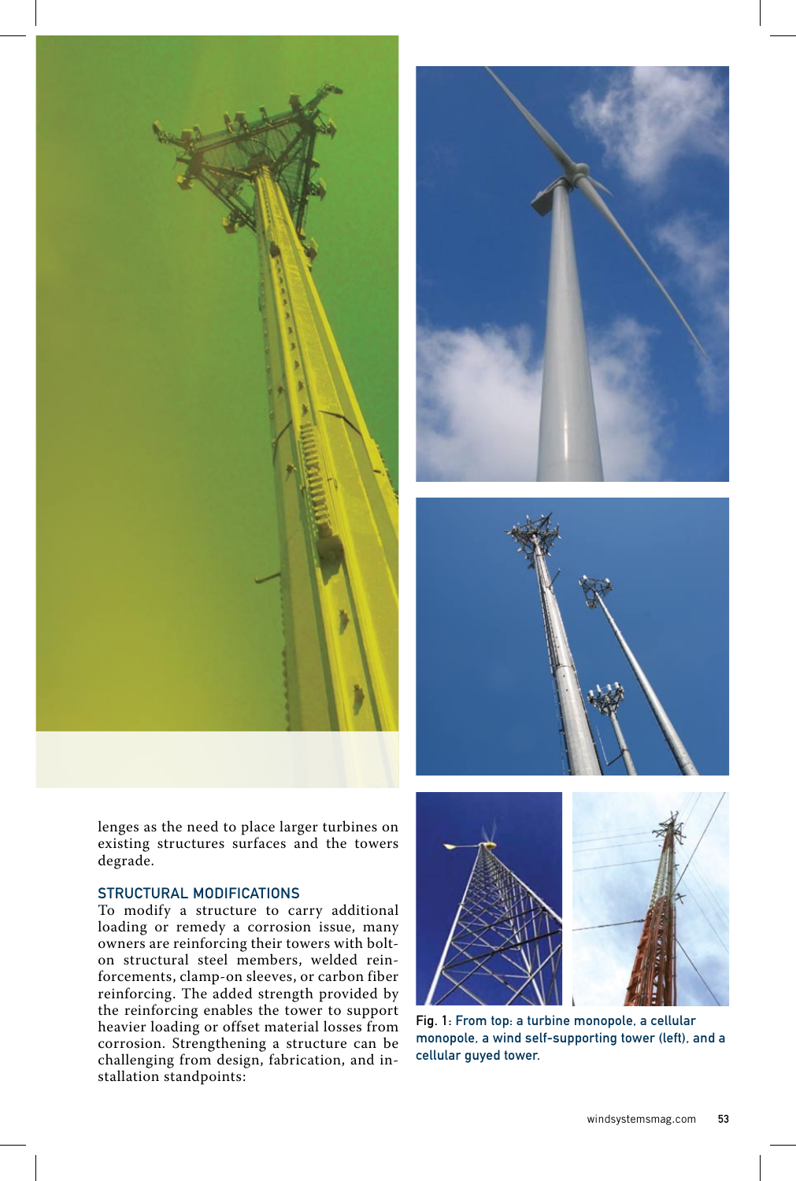lenges as the need to place larger turbines on existing structures surfaces and the towers degrade.

### STRUCTURAL MODIFICATIONS

To modify a structure to carry additional loading or remedy a corrosion issue, many owners are reinforcing their towers with bolt-on structural steel members, welded reinforcements, clamp-on sleeves, or carbon fiber reinforcing. The added strength provided by the reinforcing enables the tower to support heavier loading or offset material losses from corrosion. Strengthening a structure can be challenging from design, fabrication, and installation standpoints:

Fig. 1: From top: a turbine monopole, a cellular monopole, a wind self-supporting tower (left), and a cellular guyed tower.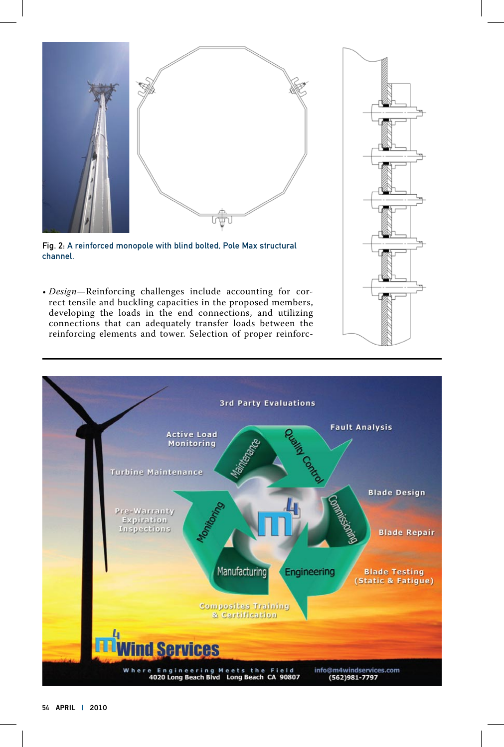Fig. 2: A reinforced monopole with blind bolted, Pole Max structural channel.

- *Design*—Reinforcing challenges include accounting for correct tensile and buckling capacities in the proposed members, developing the loads in the end connections, and utilizing connections that can adequately transfer loads between the reinforcing elements and tower. Selection of proper reinforc-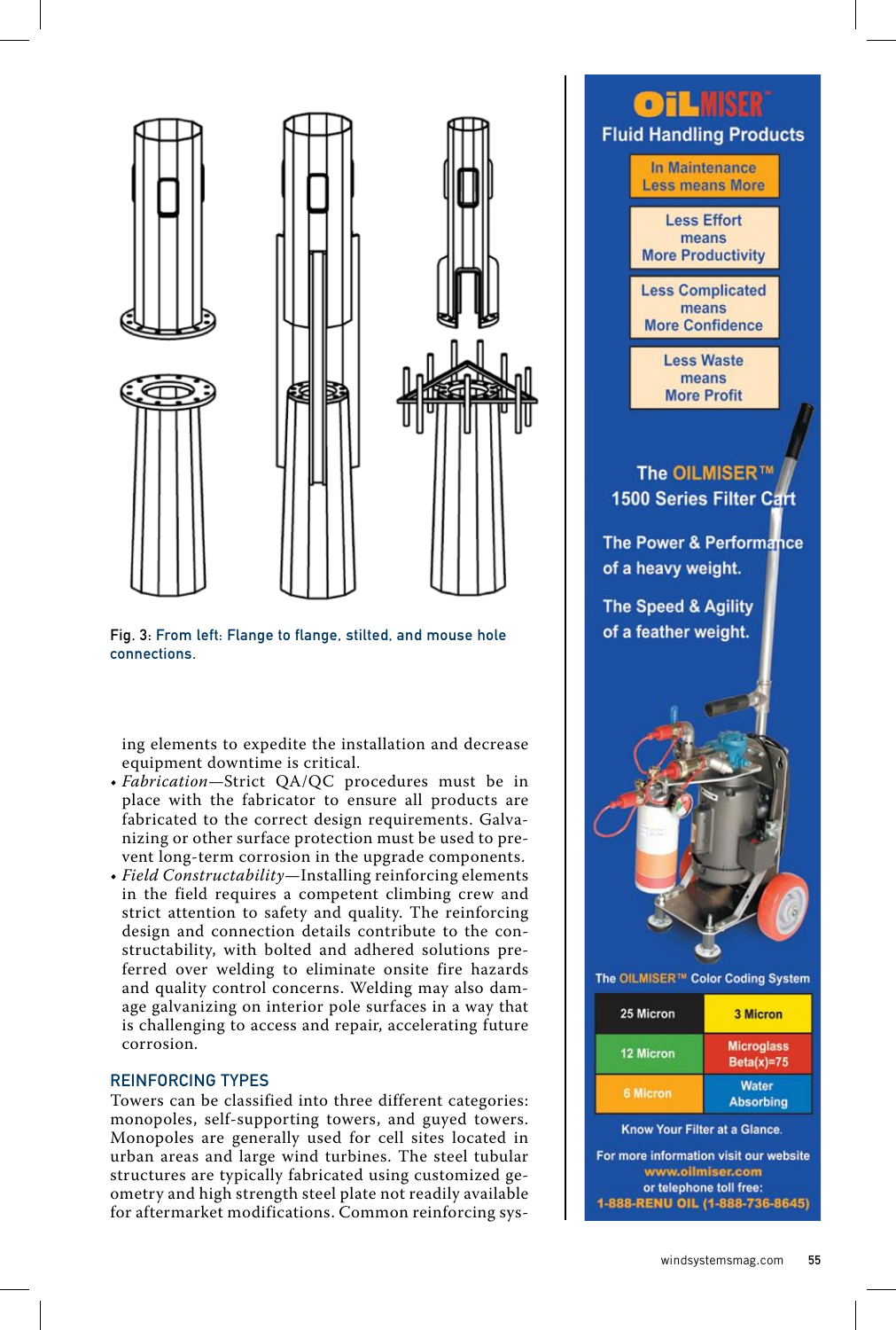Fig. 3: From left: Flange to flange, stilted, and mouse hole connections.

ing elements to expedite the installation and decrease equipment downtime is critical.

- *Fabrication*—Strict QA/QC procedures must be in place with the fabricator to ensure all products are fabricated to the correct design requirements. Galvanizing or other surface protection must be used to prevent long-term corrosion in the upgrade components.
- *Field Constructability*—Installing reinforcing elements in the field requires a competent climbing crew and strict attention to safety and quality. The reinforcing design and connection details contribute to the constructability, with bolted and adhered solutions preferred over welding to eliminate onsite fire hazards and quality control concerns. Welding may also damage galvanizing on interior pole surfaces in a way that is challenging to access and repair, accelerating future corrosion.

## REINFORCING TYPES

Towers can be classified into three different categories: monopoles, self-supporting towers, and guyed towers. Monopoles are generally used for cell sites located in urban areas and large wind turbines. The steel tubular structures are typically fabricated using customized geometry and high strength steel plate not readily available for aftermarket modifications. Common reinforcing sys-

**OILMISER™ Fluid Handling Products**

In Maintenance Less means More

Less Effort means More Productivity

Less Complicated means More Confidence

Less Waste means More Profit

The OILMISER™ 1500 Series Filter Cart

The Power & Performance of a heavy weight.

The Speed & Agility of a feather weight.

The OILMISER™ Color Coding System

| 25 Micron | 3 Micron |
| --- | --- |
| 12 Micron | Microglass Beta(x)=75 |
| 6 Micron | Water Absorbing |

Know Your Filter at a Glance.

For more information visit our website www.oilmiser.com or telephone toll free: 1-888-RENU OIL (1-888-736-8645)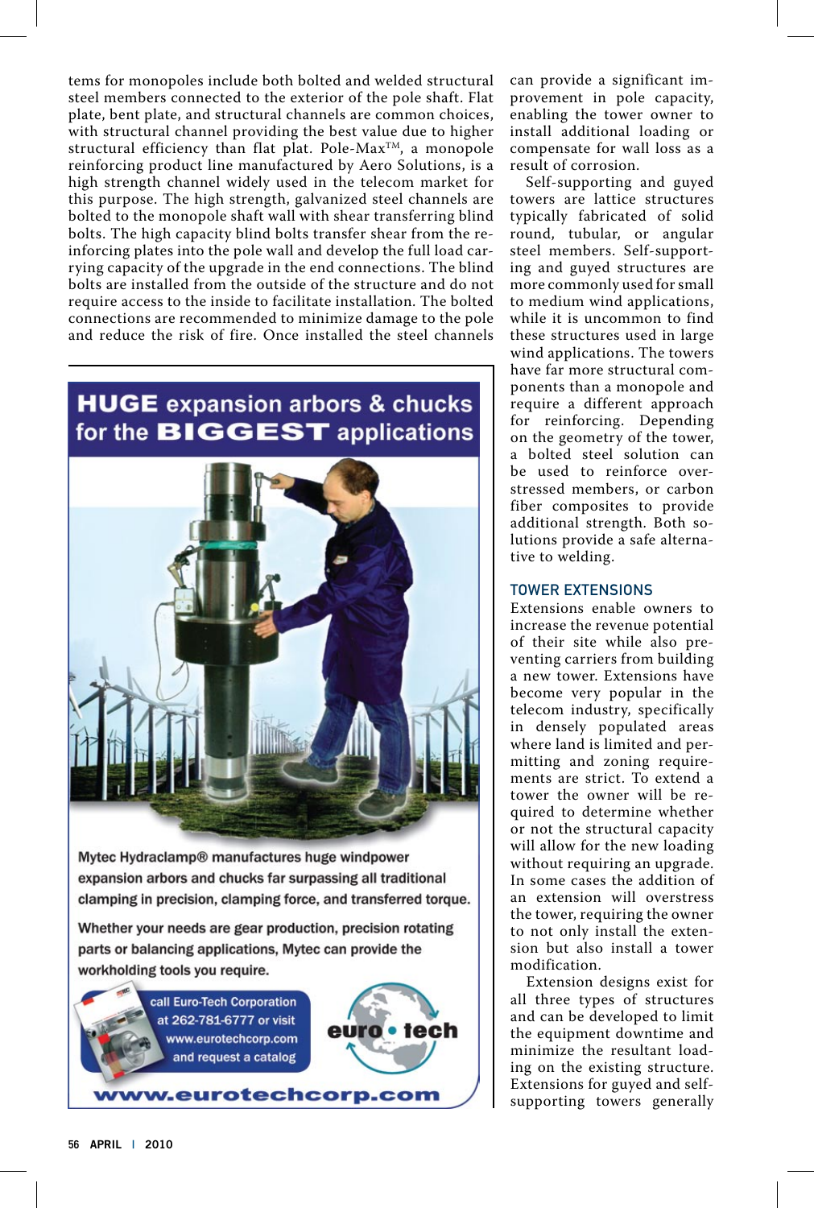tems for monopoles include both bolted and welded structural steel members connected to the exterior of the pole shaft. Flat plate, bent plate, and structural channels are common choices, with structural channel providing the best value due to higher structural efficiency than flat plat. Pole-Max™, a monopole reinforcing product line manufactured by Aero Solutions, is a high strength channel widely used in the telecom market for this purpose. The high strength, galvanized steel channels are bolted to the monopole shaft wall with shear transferring blind bolts. The high capacity blind bolts transfer shear from the reinforcing plates into the pole wall and develop the full load carrying capacity of the upgrade in the end connections. The blind bolts are installed from the outside of the structure and do not require access to the inside to facilitate installation. The bolted connections are recommended to minimize damage to the pole and reduce the risk of fire. Once installed the steel channels can provide a significant improvement in pole capacity, enabling the tower owner to install additional loading or compensate for wall loss as a result of corrosion.

Self-supporting and guyed towers are lattice structures typically fabricated of solid round, tubular, or angular steel members. Self-supporting and guyed structures are more commonly used for small to medium wind applications, while it is uncommon to find these structures used in large wind applications. The towers have far more structural components than a monopole and require a different approach for reinforcing. Depending on the geometry of the tower, a bolted steel solution can be used to reinforce overstressed members, or carbon fiber composites to provide additional strength. Both solutions provide a safe alternative to welding.

## TOWER EXTENSIONS

Extensions enable owners to increase the revenue potential of their site while also preventing carriers from building a new tower. Extensions have become very popular in the telecom industry, specifically in densely populated areas where land is limited and permitting and zoning requirements are strict. To extend a tower the owner will be required to determine whether or not the structural capacity will allow for the new loading without requiring an upgrade. In some cases the addition of an extension will overstress the tower, requiring the owner to not only install the extension but also install a tower modification.

Extension designs exist for all three types of structures and can be developed to limit the equipment downtime and minimize the resultant loading on the existing structure. Extensions for guyed and self-supporting towers generally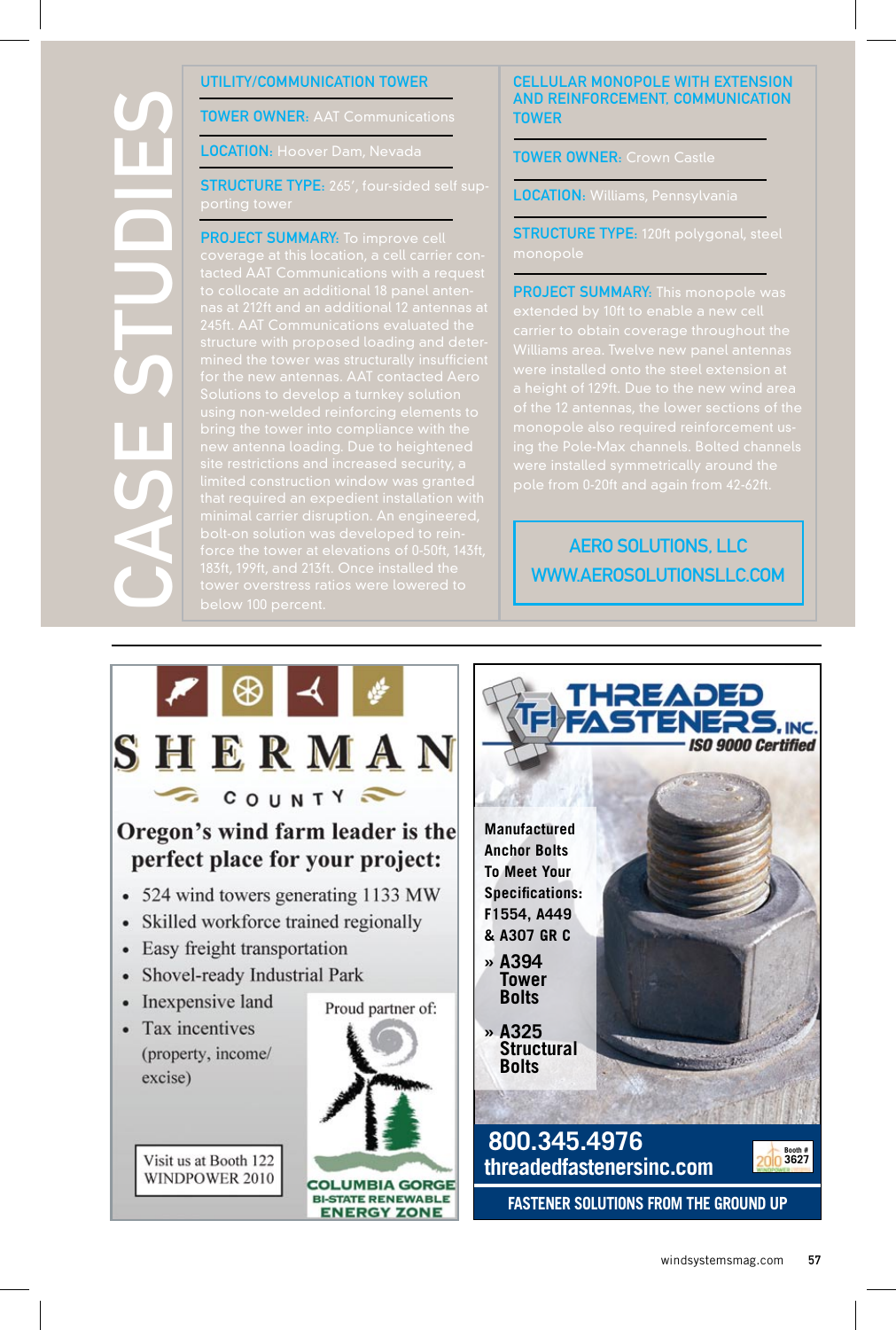# CASE STUDIES

**UTILITY/COMMUNICATION TOWER**

**TOWER OWNER:** AAT Communications

**LOCATION:** Hoover Dam, Nevada

**STRUCTURE TYPE:** 265', four-sided self supporting tower

**PROJECT SUMMARY:** To improve cell coverage at this location, a cell carrier contacted AAT Communications with a request to collocate an additional 18 panel antennas at 212ft and an additional 12 antennas at 245ft. AAT Communications evaluated the structure with proposed loading and determined the tower was structurally insufficient for the new antennas. AAT contacted Aero Solutions to develop a turnkey solution using non-welded reinforcing elements to bring the tower into compliance with the new antenna loading. Due to heightened site restrictions and increased security, a limited construction window was granted that required an expedient installation with minimal carrier disruption. An engineered, bolt-on solution was developed to reinforce the tower at elevations of 0-50ft, 143ft, 183ft, 199ft, and 213ft. Once installed the tower overstress ratios were lowered to below 100 percent.

**CELLULAR MONOPOLE WITH EXTENSION AND REINFORCEMENT. COMMUNICATION TOWER**

**TOWER OWNER:** Crown Castle

**LOCATION:** Williams, Pennsylvania

**STRUCTURE TYPE:** 120ft polygonal, steel monopole

**PROJECT SUMMARY:** This monopole was extended by 10ft to enable a new cell carrier to obtain coverage throughout the Williams area. Twelve new panel antennas were installed onto the steel extension at a height of 129ft. Due to the new wind area of the 12 antennas, the lower sections of the monopole also required reinforcement using the Pole-Max channels. Bolted channels were installed symmetrically around the pole from 0-20ft and again from 42-62ft.

**AERO SOLUTIONS, LLC**
**WWW.AEROSOLUTIONSLLC.COM**

---

# SHERMAN COUNTY

**Oregon's wind farm leader is the perfect place for your project:**

- 524 wind towers generating 1133 MW
- Skilled workforce trained regionally
- Easy freight transportation
- Shovel-ready Industrial Park
- Inexpensive land
- Tax incentives (property, income/ excise)

Visit us at Booth 122 WINDPOWER 2010

Proud partner of: COLUMBIA GORGE BI-STATE RENEWABLE ENERGY ZONE

---

# THREADED FASTENERS, INC.

*ISO 9000 Certified*

Manufactured Anchor Bolts To Meet Your Specifications: F1554, A449 & A307 GR C

- » A394 Tower Bolts
- » A325 Structural Bolts

**800.345.4976**
**threadedfastenersinc.com**

Booth # 3627

FASTENER SOLUTIONS FROM THE GROUND UP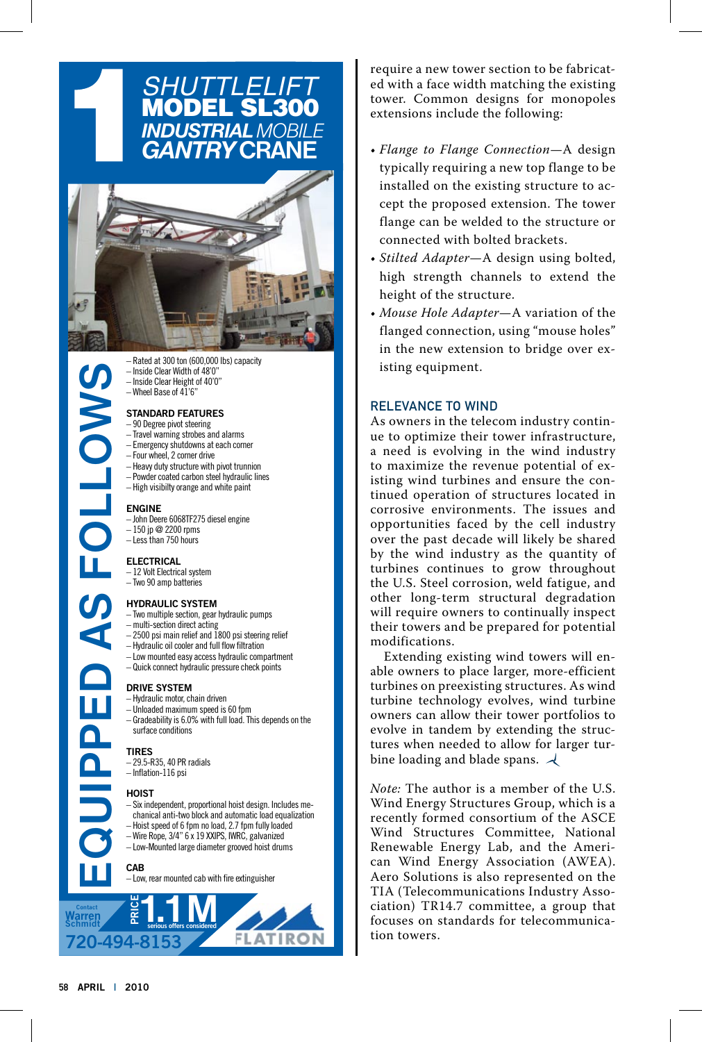# 1 SHUTTLELIFT MODEL SL300 INDUSTRIAL MOBILE GANTRY CRANE

## EQUIPPED AS FOLLOWS

– Rated at 300 ton (600,000 lbs) capacity
– Inside Clear Width of 48'0"
– Inside Clear Height of 40'0"
– Wheel Base of 41'6"

**STANDARD FEATURES**

– 90 Degree pivot steering
– Travel warning strobes and alarms
– Emergency shutdowns at each corner
– Four wheel, 2 corner drive
– Heavy duty structure with pivot trunnion
– Powder coated carbon steel hydraulic lines
– High visibilty orange and white paint

**ENGINE**

– John Deere 6068TF275 diesel engine
– 150 jp @ 2200 rpms
– Less than 750 hours

**ELECTRICAL**

– 12 Volt Electrical system
– Two 90 amp batteries

**HYDRAULIC SYSTEM**

– Two multiple section, gear hydraulic pumps
– multi-section direct acting
– 2500 psi main relief and 1800 psi steering relief
– Hydraulic oil cooler and full flow filtration
– Low mounted easy access hydraulic compartment
– Quick connect hydraulic pressure check points

**DRIVE SYSTEM**

– Hydraulic motor, chain driven
– Unloaded maximum speed is 60 fpm
– Gradeability is 6.0% with full load. This depends on the surface conditions

**TIRES**

– 29.5-R35, 40 PR radials
– Inflation-116 psi

**HOIST**

– Six independent, proportional hoist design. Includes mechanical anti-two block and automatic load equalization
– Hoist speed of 6 fpm no load, 2.7 fpm fully loaded
– Wire Rope, 3/4" 6 x 19 XXIPS, IWRC, galvanized
– Low-Mounted large diameter grooved hoist drums

**CAB**

– Low, rear mounted cab with fire extinguisher

Contact Warren Schmidt 720-494-8153

PRICE 1.1 M serious offers considered

FLATIRON

---

require a new tower section to be fabricated with a face width matching the existing tower. Common designs for monopoles extensions include the following:

- *Flange to Flange Connection*—A design typically requiring a new top flange to be installed on the existing structure to accept the proposed extension. The tower flange can be welded to the structure or connected with bolted brackets.
- *Stilted Adapter*—A design using bolted, high strength channels to extend the height of the structure.
- *Mouse Hole Adapter*—A variation of the flanged connection, using "mouse holes" in the new extension to bridge over existing equipment.

### RELEVANCE TO WIND

As owners in the telecom industry continue to optimize their tower infrastructure, a need is evolving in the wind industry to maximize the revenue potential of existing wind turbines and ensure the continued operation of structures located in corrosive environments. The issues and opportunities faced by the cell industry over the past decade will likely be shared by the wind industry as the quantity of turbines continues to grow throughout the U.S. Steel corrosion, weld fatigue, and other long-term structural degradation will require owners to continually inspect their towers and be prepared for potential modifications.

Extending existing wind towers will enable owners to place larger, more-efficient turbines on preexisting structures. As wind turbine technology evolves, wind turbine owners can allow their tower portfolios to evolve in tandem by extending the structures when needed to allow for larger turbine loading and blade spans.

*Note:* The author is a member of the U.S. Wind Energy Structures Group, which is a recently formed consortium of the ASCE Wind Structures Committee, National Renewable Energy Lab, and the American Wind Energy Association (AWEA). Aero Solutions is also represented on the TIA (Telecommunications Industry Association) TR14.7 committee, a group that focuses on standards for telecommunication towers.